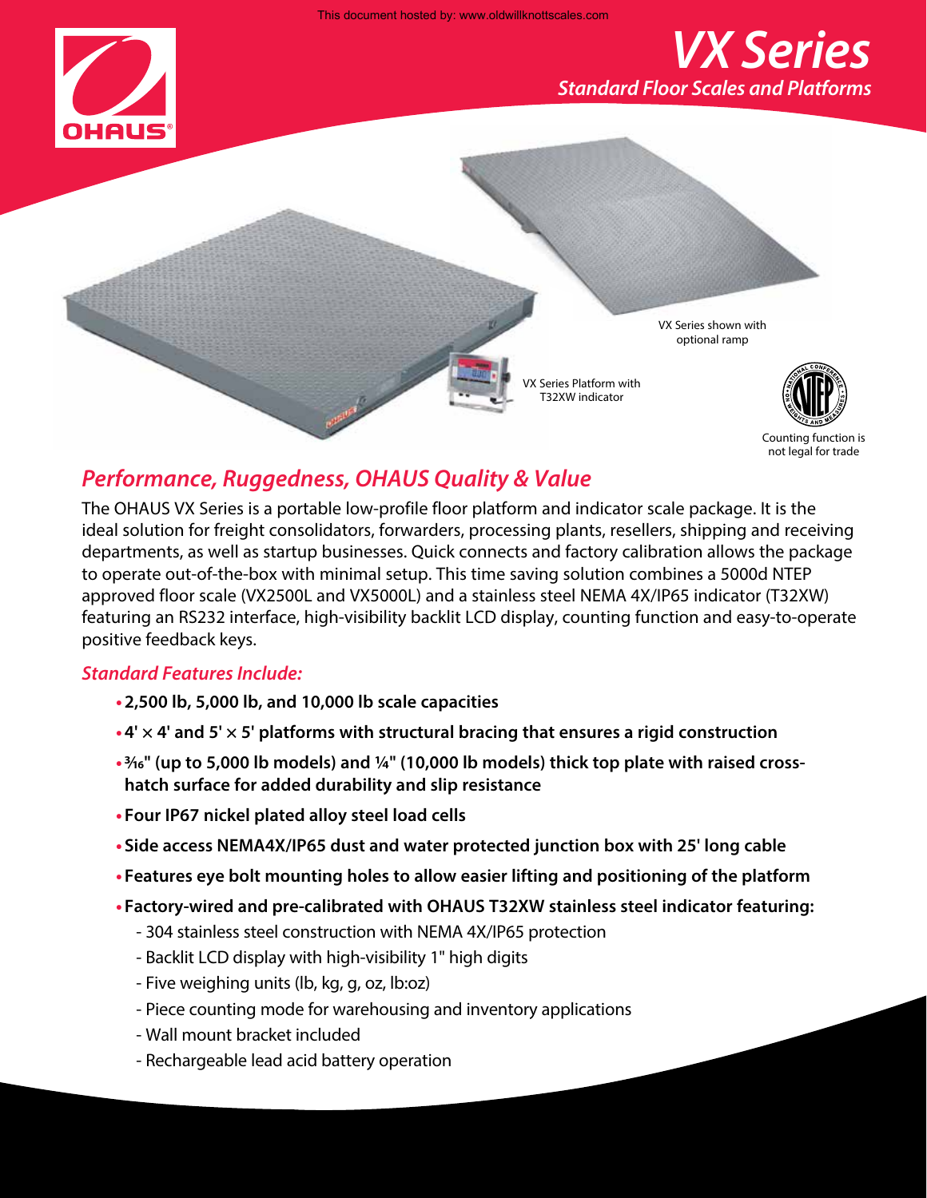# VX Series

## Standard Floor Scales and Platforms

VX Series shown with optional ramp

VX Series Platform with T32XW indicator

Counting function is not legal for trade

## Performance, Ruggedness, OHAUS Quality & Value

The OHAUS VX Series is a portable low-profile floor platform and indicator scale package. It is the ideal solution for freight consolidators, forwarders, processing plants, resellers, shipping and receiving departments, as well as startup businesses. Quick connects and factory calibration allows the package to operate out-of-the-box with minimal setup. This time saving solution combines a 5000d NTEP approved floor scale (VX2500L and VX5000L) and a stainless steel NEMA 4X/IP65 indicator (T32XW) featuring an RS232 interface, high-visibility backlit LCD display, counting function and easy-to-operate positive feedback keys.

### Standard Features Include:

- **2,500 lb, 5,000 lb, and 10,000 lb scale capacities**
- **4' × 4' and 5' × 5' platforms with structural bracing that ensures a rigid construction**
- **3⁄16" (up to 5,000 lb models) and ¼" (10,000 lb models) thick top plate with raised cross-hatch surface for added durability and slip resistance**
- **Four IP67 nickel plated alloy steel load cells**
- **Side access NEMA4X/IP65 dust and water protected junction box with 25' long cable**
- **Features eye bolt mounting holes to allow easier lifting and positioning of the platform**
- **Factory-wired and pre-calibrated with OHAUS T32XW stainless steel indicator featuring:**
  - 304 stainless steel construction with NEMA 4X/IP65 protection
  - Backlit LCD display with high-visibility 1" high digits
  - Five weighing units (lb, kg, g, oz, lb:oz)
  - Piece counting mode for warehousing and inventory applications
  - Wall mount bracket included
  - Rechargeable lead acid battery operation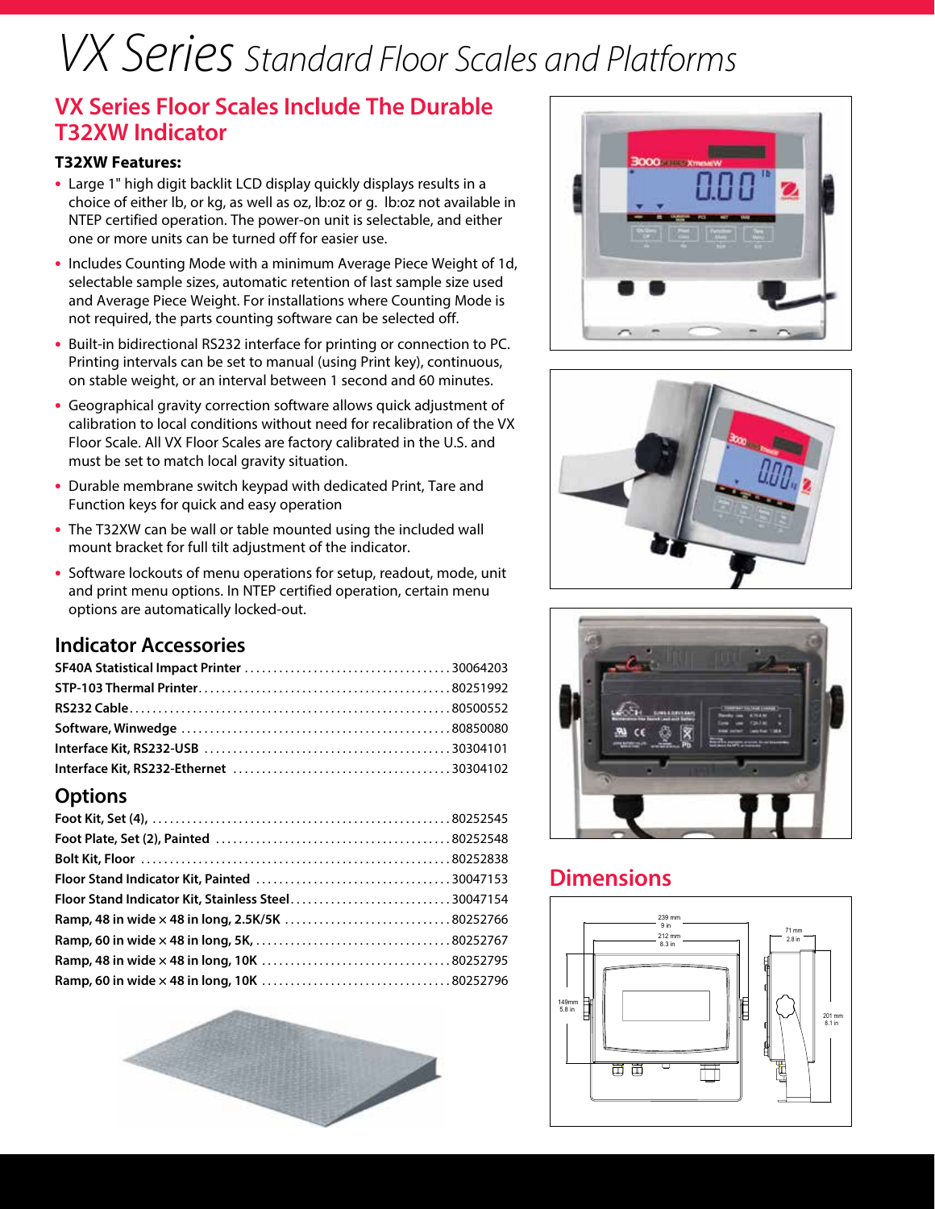# VX Series Standard Floor Scales and Platforms

## VX Series Floor Scales Include The Durable T32XW Indicator

### T32XW Features:

- Large 1" high digit backlit LCD display quickly displays results in a choice of either lb, or kg, as well as oz, lb:oz or g. lb:oz not available in NTEP certified operation. The power-on unit is selectable, and either one or more units can be turned off for easier use.
- Includes Counting Mode with a minimum Average Piece Weight of 1d, selectable sample sizes, automatic retention of last sample size used and Average Piece Weight. For installations where Counting Mode is not required, the parts counting software can be selected off.
- Built-in bidirectional RS232 interface for printing or connection to PC. Printing intervals can be set to manual (using Print key), continuous, on stable weight, or an interval between 1 second and 60 minutes.
- Geographical gravity correction software allows quick adjustment of calibration to local conditions without need for recalibration of the VX Floor Scale. All VX Floor Scales are factory calibrated in the U.S. and must be set to match local gravity situation.
- Durable membrane switch keypad with dedicated Print, Tare and Function keys for quick and easy operation
- The T32XW can be wall or table mounted using the included wall mount bracket for full tilt adjustment of the indicator.
- Software lockouts of menu operations for setup, readout, mode, unit and print menu options. In NTEP certified operation, certain menu options are automatically locked-out.

## Indicator Accessories

| Item | Part Number |
|---|---|
| SF40A Statistical Impact Printer | 30064203 |
| STP-103 Thermal Printer | 80251992 |
| RS232 Cable | 80500552 |
| Software, Winwedge | 80850080 |
| Interface Kit, RS232-USB | 30304101 |
| Interface Kit, RS232-Ethernet | 30304102 |

## Options

| Item | Part Number |
|---|---|
| Foot Kit, Set (4), | 80252545 |
| Foot Plate, Set (2), Painted | 80252548 |
| Bolt Kit, Floor | 80252838 |
| Floor Stand Indicator Kit, Painted | 30047153 |
| Floor Stand Indicator Kit, Stainless Steel | 30047154 |
| Ramp, 48 in wide × 48 in long, 2.5K/5K | 80252766 |
| Ramp, 60 in wide × 48 in long, 5K, | 80252767 |
| Ramp, 48 in wide × 48 in long, 10K | 80252795 |
| Ramp, 60 in wide × 48 in long, 10K | 80252796 |

## Dimensions

239 mm / 9 in
212 mm / 8.3 in
71 mm / 2.8 in
149mm / 5.8 in
201 mm / 8.1 in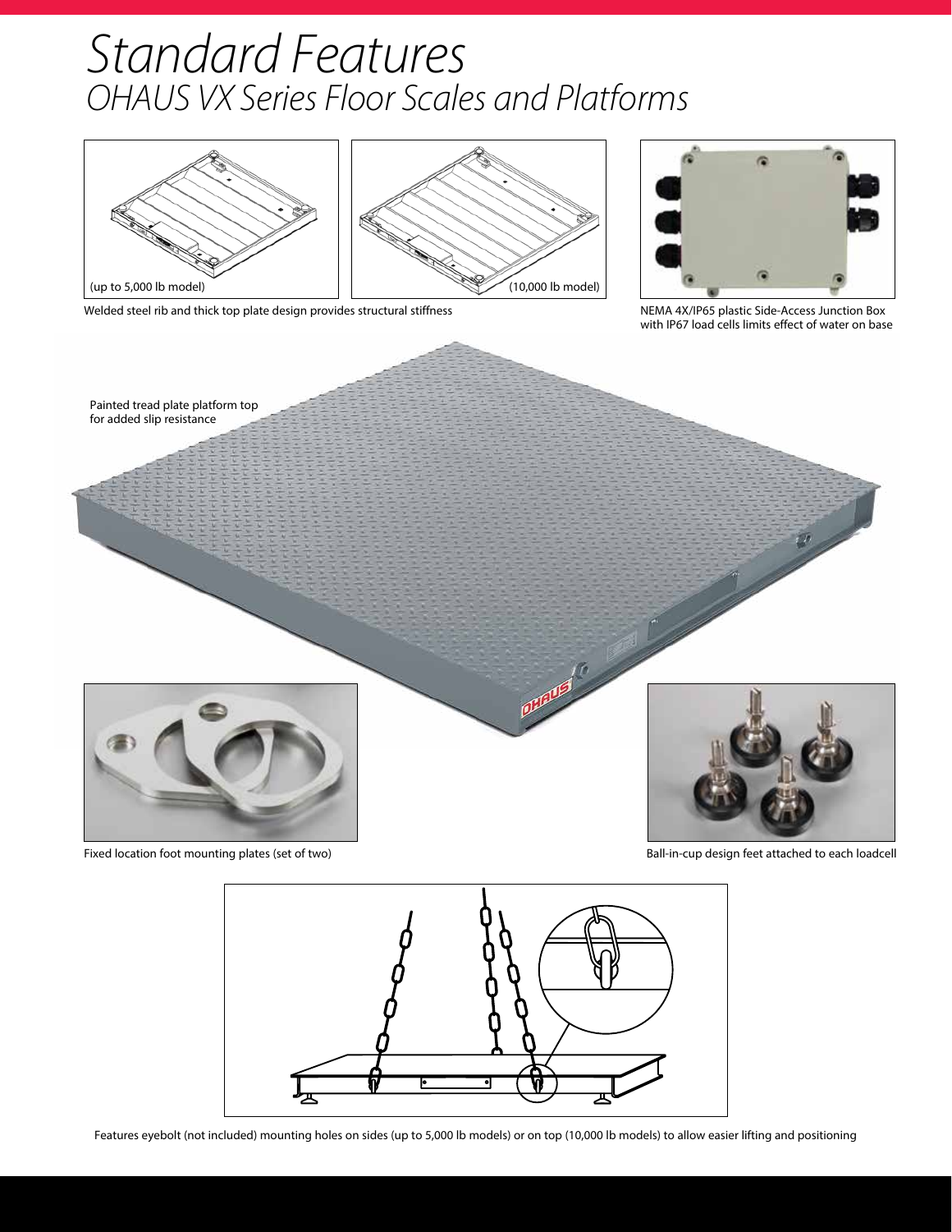# Standard Features

## OHAUS VX Series Floor Scales and Platforms

(up to 5,000 lb model)

(10,000 lb model)

Welded steel rib and thick top plate design provides structural stiffness

NEMA 4X/IP65 plastic Side-Access Junction Box with IP67 load cells limits effect of water on base

Painted tread plate platform top for added slip resistance

Fixed location foot mounting plates (set of two)

Ball-in-cup design feet attached to each loadcell

Features eyebolt (not included) mounting holes on sides (up to 5,000 lb models) or on top (10,000 lb models) to allow easier lifting and positioning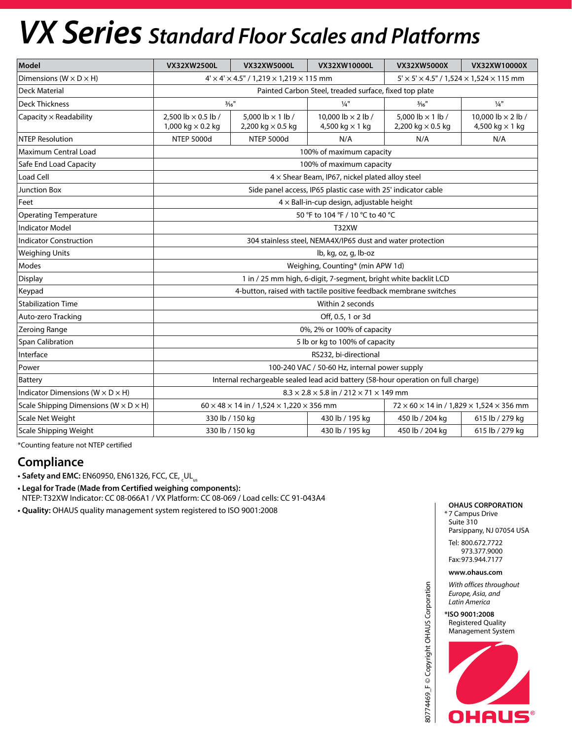# VX Series Standard Floor Scales and Platforms

| Model | VX32XW2500L | VX32XW5000L | VX32XW10000L | VX32XW5000X | VX32XW10000X |
|---|---|---|---|---|---|
| Dimensions (W × D × H) | 4' × 4' × 4.5" / 1,219 × 1,219 × 115 mm | | | 5' × 5' × 4.5" / 1,524 × 1,524 × 115 mm | |
| Deck Material | Painted Carbon Steel, treaded surface, fixed top plate | | | | |
| Deck Thickness | 3⁄16" | | ¼" | 3⁄16" | ¼" |
| Capacity × Readability | 2,500 lb × 0.5 lb / 1,000 kg × 0.2 kg | 5,000 lb × 1 lb / 2,200 kg × 0.5 kg | 10,000 lb × 2 lb / 4,500 kg × 1 kg | 5,000 lb × 1 lb / 2,200 kg × 0.5 kg | 10,000 lb × 2 lb / 4,500 kg × 1 kg |
| NTEP Resolution | NTEP 5000d | NTEP 5000d | N/A | N/A | N/A |
| Maximum Central Load | 100% of maximum capacity | | | | |
| Safe End Load Capacity | 100% of maximum capacity | | | | |
| Load Cell | 4 × Shear Beam, IP67, nickel plated alloy steel | | | | |
| Junction Box | Side panel access, IP65 plastic case with 25' indicator cable | | | | |
| Feet | 4 × Ball-in-cup design, adjustable height | | | | |
| Operating Temperature | 50 °F to 104 °F / 10 °C to 40 °C | | | | |
| Indicator Model | T32XW | | | | |
| Indicator Construction | 304 stainless steel, NEMA4X/IP65 dust and water protection | | | | |
| Weighing Units | lb, kg, oz, g, lb-oz | | | | |
| Modes | Weighing, Counting* (min APW 1d) | | | | |
| Display | 1 in / 25 mm high, 6-digit, 7-segment, bright white backlit LCD | | | | |
| Keypad | 4-button, raised with tactile positive feedback membrane switches | | | | |
| Stabilization Time | Within 2 seconds | | | | |
| Auto-zero Tracking | Off, 0.5, 1 or 3d | | | | |
| Zeroing Range | 0%, 2% or 100% of capacity | | | | |
| Span Calibration | 5 lb or kg to 100% of capacity | | | | |
| Interface | RS232, bi-directional | | | | |
| Power | 100-240 VAC / 50-60 Hz, internal power supply | | | | |
| Battery | Internal rechargeable sealed lead acid battery (58-hour operation on full charge) | | | | |
| Indicator Dimensions (W × D × H) | 8.3 × 2.8 × 5.8 in / 212 × 71 × 149 mm | | | | |
| Scale Shipping Dimensions (W × D × H) | 60 × 48 × 14 in / 1,524 × 1,220 × 356 mm | | | 72 × 60 × 14 in / 1,829 × 1,524 × 356 mm | |
| Scale Net Weight | 330 lb / 150 kg | | 430 lb / 195 kg | 450 lb / 204 kg | 615 lb / 279 kg |
| Scale Shipping Weight | 330 lb / 150 kg | | 430 lb / 195 kg | 450 lb / 204 kg | 615 lb / 279 kg |

*Counting feature not NTEP certified

## Compliance

- **Safety and EMC:** EN60950, EN61326, FCC, CE, cULus
- **Legal for Trade (Made from Certified weighing components):**
  NTEP: T32XW Indicator: CC 08-066A1 / VX Platform: CC 08-069 / Load cells: CC 91-043A4
- **Quality:** OHAUS quality management system registered to ISO 9001:2008

**OHAUS CORPORATION**
*7 Campus Drive
Suite 310
Parsippany, NJ 07054 USA

Tel: 800.672.7722
973.377.9000
Fax: 973.944.7177

**www.ohaus.com**

*With offices throughout Europe, Asia, and Latin America*

***ISO 9001:2008**
Registered Quality Management System

OHAUS®

80774469_F © Copyright OHAUS Corporation